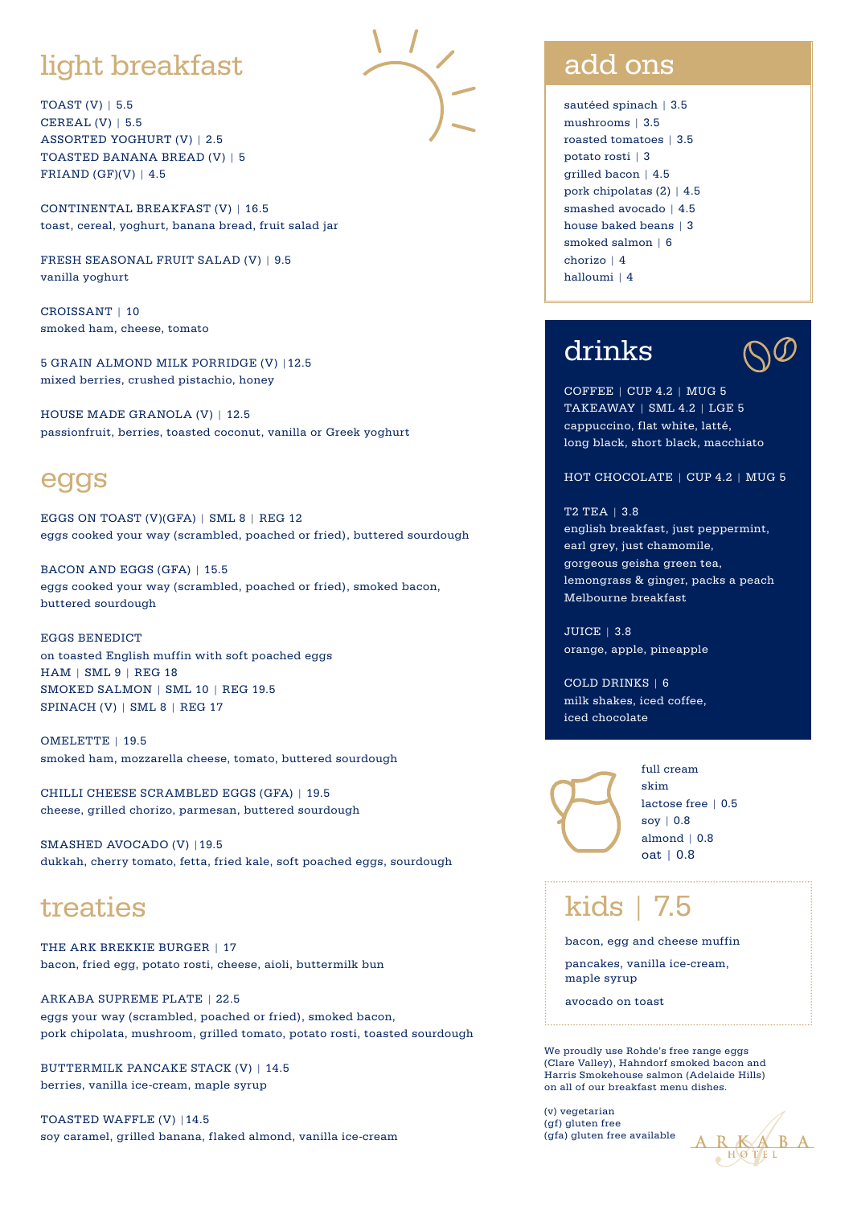## light breakfast

TOAST (V) | 5.5
CEREAL (V) | 5.5
ASSORTED YOGHURT (V) | 2.5
TOASTED BANANA BREAD (V) | 5
FRIAND (GF)(V) | 4.5

CONTINENTAL BREAKFAST (V) | 16.5
toast, cereal, yoghurt, banana bread, fruit salad jar

FRESH SEASONAL FRUIT SALAD (V) | 9.5
vanilla yoghurt

CROISSANT | 10
smoked ham, cheese, tomato

5 GRAIN ALMOND MILK PORRIDGE (V) |12.5
mixed berries, crushed pistachio, honey

HOUSE MADE GRANOLA (V) | 12.5
passionfruit, berries, toasted coconut, vanilla or Greek yoghurt

## eggs

EGGS ON TOAST (V)(GFA) | SML 8 | REG 12
eggs cooked your way (scrambled, poached or fried), buttered sourdough

BACON AND EGGS (GFA) | 15.5
eggs cooked your way (scrambled, poached or fried), smoked bacon, buttered sourdough

EGGS BENEDICT
on toasted English muffin with soft poached eggs
HAM | SML 9 | REG 18
SMOKED SALMON | SML 10 | REG 19.5
SPINACH (V) | SML 8 | REG 17

OMELETTE | 19.5
smoked ham, mozzarella cheese, tomato, buttered sourdough

CHILLI CHEESE SCRAMBLED EGGS (GFA) | 19.5
cheese, grilled chorizo, parmesan, buttered sourdough

SMASHED AVOCADO (V) |19.5
dukkah, cherry tomato, fetta, fried kale, soft poached eggs, sourdough

## treaties

THE ARK BREKKIE BURGER | 17
bacon, fried egg, potato rosti, cheese, aioli, buttermilk bun

ARKABA SUPREME PLATE | 22.5
eggs your way (scrambled, poached or fried), smoked bacon, pork chipolata, mushroom, grilled tomato, potato rosti, toasted sourdough

BUTTERMILK PANCAKE STACK (V) | 14.5
berries, vanilla ice-cream, maple syrup

TOASTED WAFFLE (V) |14.5
soy caramel, grilled banana, flaked almond, vanilla ice-cream

## add ons

sautéed spinach | 3.5
mushrooms | 3.5
roasted tomatoes | 3.5
potato rosti | 3
grilled bacon | 4.5
pork chipolatas (2) | 4.5
smashed avocado | 4.5
house baked beans | 3
smoked salmon | 6
chorizo | 4
halloumi | 4

## drinks

COFFEE | CUP 4.2 | MUG 5
TAKEAWAY | SML 4.2 | LGE 5
cappuccino, flat white, latté, long black, short black, macchiato

HOT CHOCOLATE | CUP 4.2 | MUG 5

T2 TEA | 3.8
english breakfast, just peppermint, earl grey, just chamomile, gorgeous geisha green tea, lemongrass & ginger, packs a peach Melbourne breakfast

JUICE | 3.8
orange, apple, pineapple

COLD DRINKS | 6
milk shakes, iced coffee, iced chocolate

full cream
skim
lactose free | 0.5
soy | 0.8
almond | 0.8
oat | 0.8

## kids | 7.5

bacon, egg and cheese muffin

pancakes, vanilla ice-cream, maple syrup

avocado on toast

We proudly use Rohde's free range eggs (Clare Valley), Hahndorf smoked bacon and Harris Smokehouse salmon (Adelaide Hills) on all of our breakfast menu dishes.

(v) vegetarian
(gf) gluten free
(gfa) gluten free available

ARKABA HOTEL